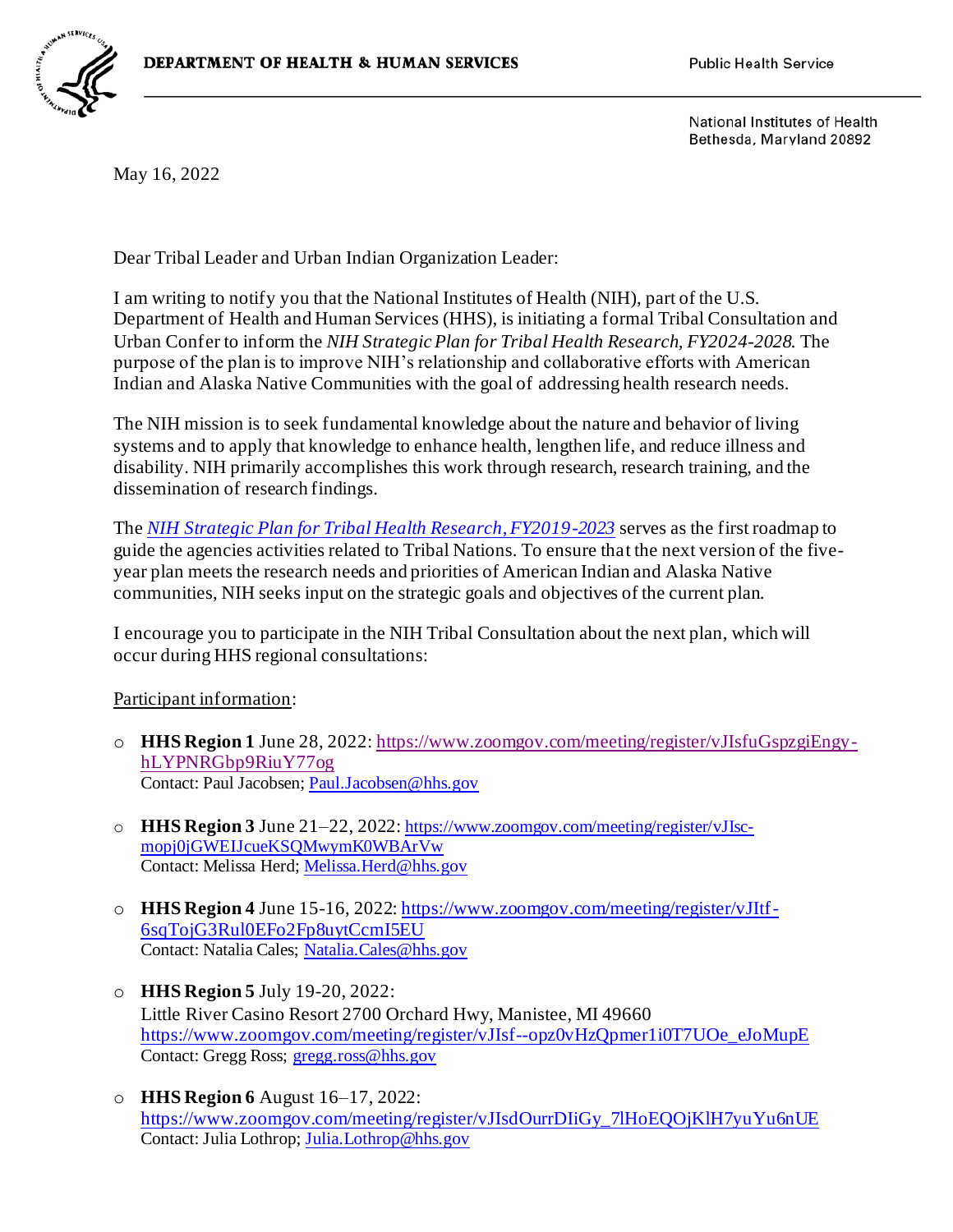DEPARTMENT OF HEALTH & HUMAN SERVICES

Public Health Service

National Institutes of Health
Bethesda, Maryland 20892

May 16, 2022

Dear Tribal Leader and Urban Indian Organization Leader:

I am writing to notify you that the National Institutes of Health (NIH), part of the U.S. Department of Health and Human Services (HHS), is initiating a formal Tribal Consultation and Urban Confer to inform the *NIH Strategic Plan for Tribal Health Research, FY2024-2028.* The purpose of the plan is to improve NIH's relationship and collaborative efforts with American Indian and Alaska Native Communities with the goal of addressing health research needs.

The NIH mission is to seek fundamental knowledge about the nature and behavior of living systems and to apply that knowledge to enhance health, lengthen life, and reduce illness and disability. NIH primarily accomplishes this work through research, research training, and the dissemination of research findings.

The *NIH Strategic Plan for Tribal Health Research, FY2019-2023* serves as the first roadmap to guide the agencies activities related to Tribal Nations. To ensure that the next version of the five-year plan meets the research needs and priorities of American Indian and Alaska Native communities, NIH seeks input on the strategic goals and objectives of the current plan.

I encourage you to participate in the NIH Tribal Consultation about the next plan, which will occur during HHS regional consultations:

Participant information:

- **HHS Region 1** June 28, 2022: https://www.zoomgov.com/meeting/register/vJIsfuGspzgiEngy-hLYPNRGbp9RiuY77og
  Contact: Paul Jacobsen; Paul.Jacobsen@hhs.gov

- **HHS Region 3** June 21–22, 2022: https://www.zoomgov.com/meeting/register/vJIsc-mopj0jGWEIJcueKSQMwymK0WBArVw
  Contact: Melissa Herd; Melissa.Herd@hhs.gov

- **HHS Region 4** June 15-16, 2022: https://www.zoomgov.com/meeting/register/vJItf-6sqTojG3Rul0EFo2Fp8uytCcmI5EU
  Contact: Natalia Cales; Natalia.Cales@hhs.gov

- **HHS Region 5** July 19-20, 2022:
  Little River Casino Resort 2700 Orchard Hwy, Manistee, MI 49660
  https://www.zoomgov.com/meeting/register/vJIsf--opz0vHzQpmer1i0T7UOe_eJoMupE
  Contact: Gregg Ross; gregg.ross@hhs.gov

- **HHS Region 6** August 16–17, 2022:
  https://www.zoomgov.com/meeting/register/vJIsdOurrDIiGy_7lHoEQOjKlH7yuYu6nUE
  Contact: Julia Lothrop; Julia.Lothrop@hhs.gov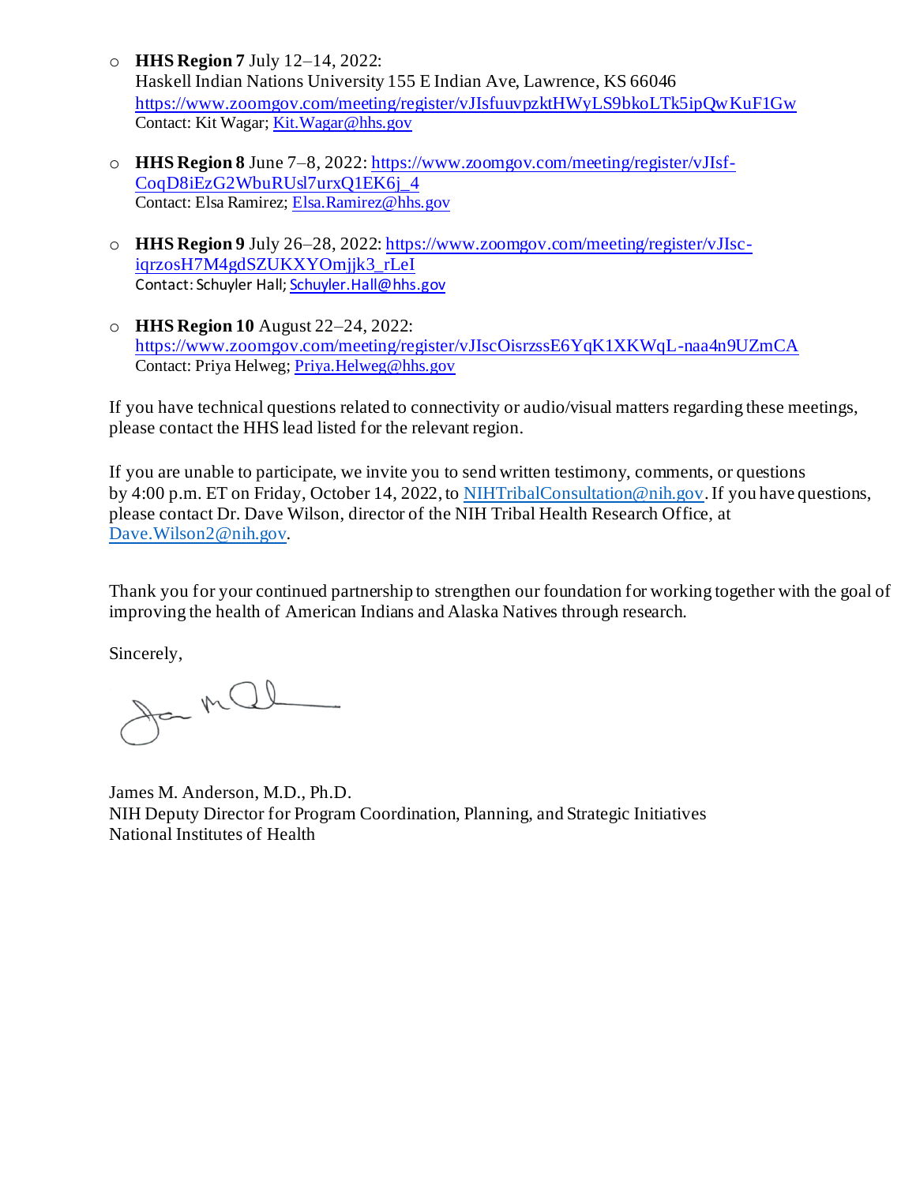- **HHS Region 7** July 12–14, 2022:
  Haskell Indian Nations University 155 E Indian Ave, Lawrence, KS 66046
  https://www.zoomgov.com/meeting/register/vJIsfuuvpzktHWyLS9bkoLTk5ipQwKuF1Gw
  Contact: Kit Wagar; Kit.Wagar@hhs.gov

- **HHS Region 8** June 7–8, 2022: https://www.zoomgov.com/meeting/register/vJIsf-CoqD8iEzG2WbuRUsl7urxQ1EK6j_4
  Contact: Elsa Ramirez; Elsa.Ramirez@hhs.gov

- **HHS Region 9** July 26–28, 2022: https://www.zoomgov.com/meeting/register/vJIsc-iqrzosH7M4gdSZUKXYOmjjk3_rLeI
  Contact: Schuyler Hall; Schuyler.Hall@hhs.gov

- **HHS Region 10** August 22–24, 2022:
  https://www.zoomgov.com/meeting/register/vJIscOisrzssE6YqK1XKWqL-naa4n9UZmCA
  Contact: Priya Helweg; Priya.Helweg@hhs.gov

If you have technical questions related to connectivity or audio/visual matters regarding these meetings, please contact the HHS lead listed for the relevant region.

If you are unable to participate, we invite you to send written testimony, comments, or questions by 4:00 p.m. ET on Friday, October 14, 2022, to NIHTribalConsultation@nih.gov. If you have questions, please contact Dr. Dave Wilson, director of the NIH Tribal Health Research Office, at Dave.Wilson2@nih.gov.

Thank you for your continued partnership to strengthen our foundation for working together with the goal of improving the health of American Indians and Alaska Natives through research.

Sincerely,

James M. Anderson, M.D., Ph.D.
NIH Deputy Director for Program Coordination, Planning, and Strategic Initiatives
National Institutes of Health